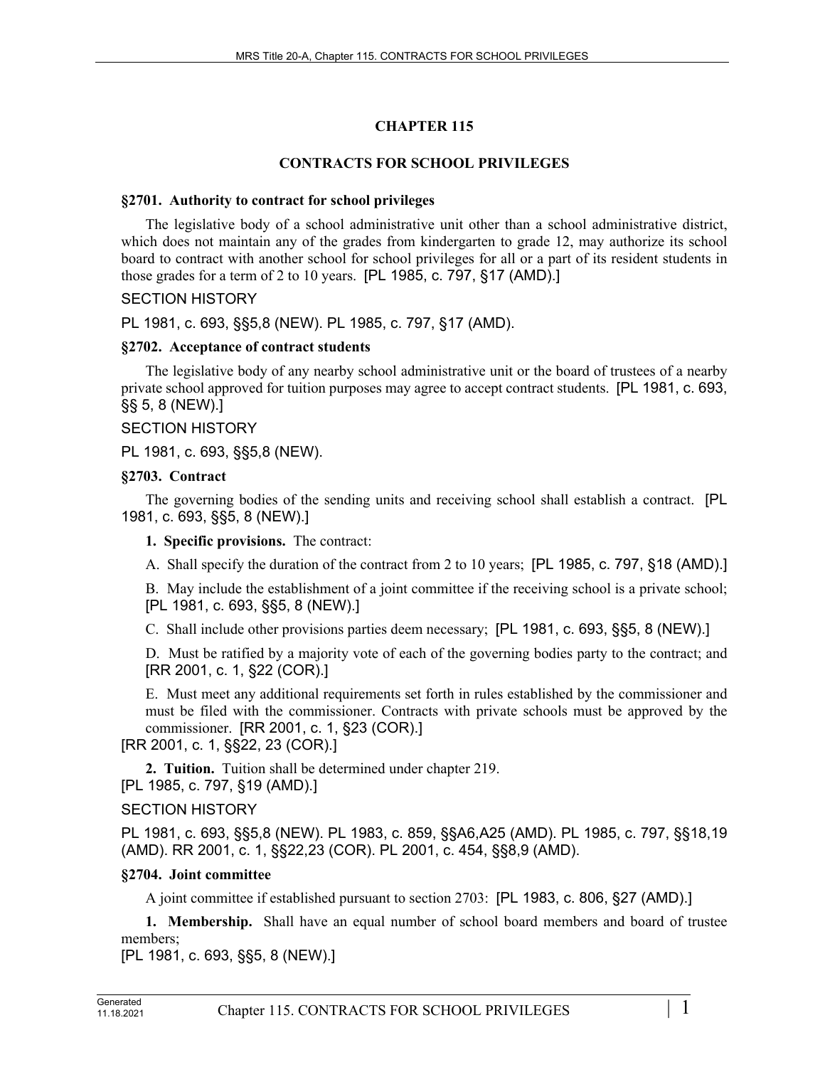# CHAPTER 115

## CONTRACTS FOR SCHOOL PRIVILEGES

### §2701. Authority to contract for school privileges

The legislative body of a school administrative unit other than a school administrative district, which does not maintain any of the grades from kindergarten to grade 12, may authorize its school board to contract with another school for school privileges for all or a part of its resident students in those grades for a term of 2 to 10 years. [PL 1985, c. 797, §17 (AMD).]

SECTION HISTORY

PL 1981, c. 693, §§5,8 (NEW). PL 1985, c. 797, §17 (AMD).

### §2702. Acceptance of contract students

The legislative body of any nearby school administrative unit or the board of trustees of a nearby private school approved for tuition purposes may agree to accept contract students. [PL 1981, c. 693, §§ 5, 8 (NEW).]

SECTION HISTORY

PL 1981, c. 693, §§5,8 (NEW).

### §2703. Contract

The governing bodies of the sending units and receiving school shall establish a contract. [PL 1981, c. 693, §§5, 8 (NEW).]

**1. Specific provisions.** The contract:

A. Shall specify the duration of the contract from 2 to 10 years; [PL 1985, c. 797, §18 (AMD).]

B. May include the establishment of a joint committee if the receiving school is a private school; [PL 1981, c. 693, §§5, 8 (NEW).]

C. Shall include other provisions parties deem necessary; [PL 1981, c. 693, §§5, 8 (NEW).]

D. Must be ratified by a majority vote of each of the governing bodies party to the contract; and [RR 2001, c. 1, §22 (COR).]

E. Must meet any additional requirements set forth in rules established by the commissioner and must be filed with the commissioner. Contracts with private schools must be approved by the commissioner. [RR 2001, c. 1, §23 (COR).]

[RR 2001, c. 1, §§22, 23 (COR).]

**2. Tuition.** Tuition shall be determined under chapter 219.

[PL 1985, c. 797, §19 (AMD).]

SECTION HISTORY

PL 1981, c. 693, §§5,8 (NEW). PL 1983, c. 859, §§A6,A25 (AMD). PL 1985, c. 797, §§18,19 (AMD). RR 2001, c. 1, §§22,23 (COR). PL 2001, c. 454, §§8,9 (AMD).

### §2704. Joint committee

A joint committee if established pursuant to section 2703: [PL 1983, c. 806, §27 (AMD).]

**1. Membership.** Shall have an equal number of school board members and board of trustee members;

[PL 1981, c. 693, §§5, 8 (NEW).]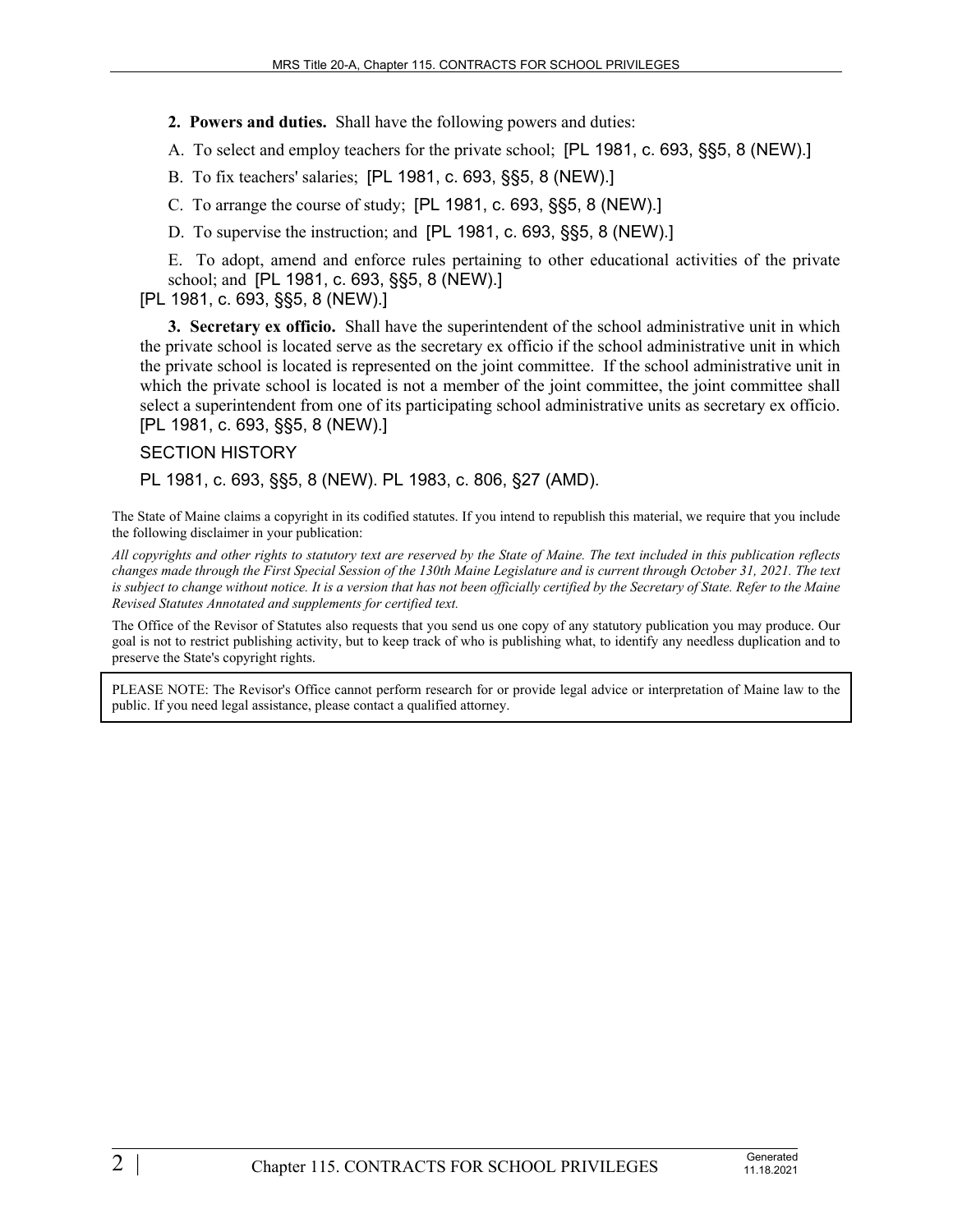**2. Powers and duties.** Shall have the following powers and duties:

A. To select and employ teachers for the private school; [PL 1981, c. 693, §§5, 8 (NEW).]

B. To fix teachers' salaries; [PL 1981, c. 693, §§5, 8 (NEW).]

C. To arrange the course of study; [PL 1981, c. 693, §§5, 8 (NEW).]

D. To supervise the instruction; and [PL 1981, c. 693, §§5, 8 (NEW).]

E. To adopt, amend and enforce rules pertaining to other educational activities of the private school; and [PL 1981, c. 693, §§5, 8 (NEW).]

[PL 1981, c. 693, §§5, 8 (NEW).]

**3. Secretary ex officio.** Shall have the superintendent of the school administrative unit in which the private school is located serve as the secretary ex officio if the school administrative unit in which the private school is located is represented on the joint committee. If the school administrative unit in which the private school is located is not a member of the joint committee, the joint committee shall select a superintendent from one of its participating school administrative units as secretary ex officio. [PL 1981, c. 693, §§5, 8 (NEW).]

SECTION HISTORY

PL 1981, c. 693, §§5, 8 (NEW). PL 1983, c. 806, §27 (AMD).

The State of Maine claims a copyright in its codified statutes. If you intend to republish this material, we require that you include the following disclaimer in your publication:

*All copyrights and other rights to statutory text are reserved by the State of Maine. The text included in this publication reflects changes made through the First Special Session of the 130th Maine Legislature and is current through October 31, 2021. The text is subject to change without notice. It is a version that has not been officially certified by the Secretary of State. Refer to the Maine Revised Statutes Annotated and supplements for certified text.*

The Office of the Revisor of Statutes also requests that you send us one copy of any statutory publication you may produce. Our goal is not to restrict publishing activity, but to keep track of who is publishing what, to identify any needless duplication and to preserve the State's copyright rights.

PLEASE NOTE: The Revisor's Office cannot perform research for or provide legal advice or interpretation of Maine law to the public. If you need legal assistance, please contact a qualified attorney.